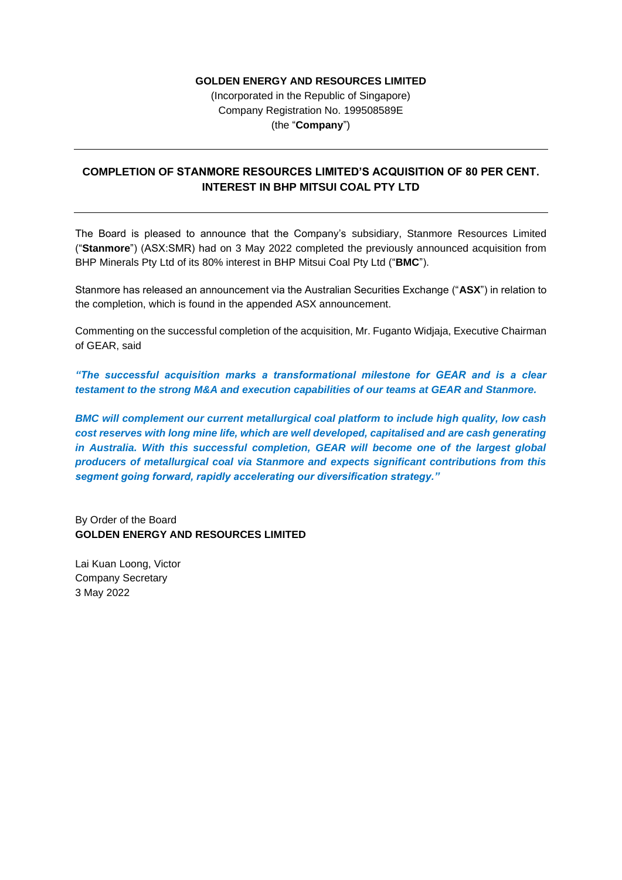**GOLDEN ENERGY AND RESOURCES LIMITED**

(Incorporated in the Republic of Singapore)
Company Registration No. 199508589E
(the "**Company**")

---

## COMPLETION OF STANMORE RESOURCES LIMITED'S ACQUISITION OF 80 PER CENT. INTEREST IN BHP MITSUI COAL PTY LTD

---

The Board is pleased to announce that the Company's subsidiary, Stanmore Resources Limited ("**Stanmore**") (ASX:SMR) had on 3 May 2022 completed the previously announced acquisition from BHP Minerals Pty Ltd of its 80% interest in BHP Mitsui Coal Pty Ltd ("**BMC**").

Stanmore has released an announcement via the Australian Securities Exchange ("**ASX**") in relation to the completion, which is found in the appended ASX announcement.

Commenting on the successful completion of the acquisition, Mr. Fuganto Widjaja, Executive Chairman of GEAR, said

***"The successful acquisition marks a transformational milestone for GEAR and is a clear testament to the strong M&A and execution capabilities of our teams at GEAR and Stanmore.***

***BMC will complement our current metallurgical coal platform to include high quality, low cash cost reserves with long mine life, which are well developed, capitalised and are cash generating in Australia. With this successful completion, GEAR will become one of the largest global producers of metallurgical coal via Stanmore and expects significant contributions from this segment going forward, rapidly accelerating our diversification strategy."***

By Order of the Board
**GOLDEN ENERGY AND RESOURCES LIMITED**

Lai Kuan Loong, Victor
Company Secretary
3 May 2022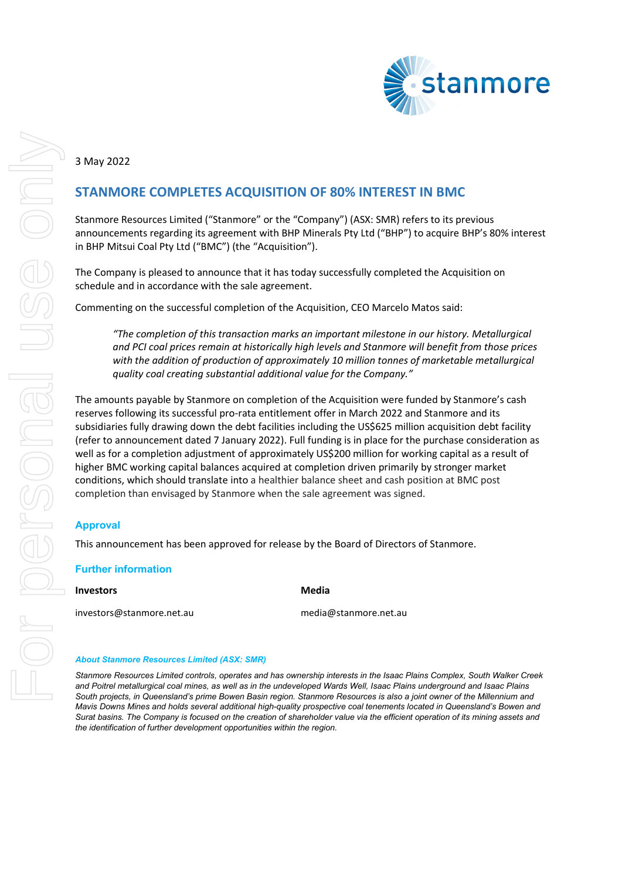3 May 2022

# STANMORE COMPLETES ACQUISITION OF 80% INTEREST IN BMC

Stanmore Resources Limited ("Stanmore" or the "Company") (ASX: SMR) refers to its previous announcements regarding its agreement with BHP Minerals Pty Ltd ("BHP") to acquire BHP's 80% interest in BHP Mitsui Coal Pty Ltd ("BMC") (the "Acquisition").

The Company is pleased to announce that it has today successfully completed the Acquisition on schedule and in accordance with the sale agreement.

Commenting on the successful completion of the Acquisition, CEO Marcelo Matos said:

> *"The completion of this transaction marks an important milestone in our history. Metallurgical and PCI coal prices remain at historically high levels and Stanmore will benefit from those prices with the addition of production of approximately 10 million tonnes of marketable metallurgical quality coal creating substantial additional value for the Company."*

The amounts payable by Stanmore on completion of the Acquisition were funded by Stanmore's cash reserves following its successful pro-rata entitlement offer in March 2022 and Stanmore and its subsidiaries fully drawing down the debt facilities including the US$625 million acquisition debt facility (refer to announcement dated 7 January 2022). Full funding is in place for the purchase consideration as well as for a completion adjustment of approximately US$200 million for working capital as a result of higher BMC working capital balances acquired at completion driven primarily by stronger market conditions, which should translate into a healthier balance sheet and cash position at BMC post completion than envisaged by Stanmore when the sale agreement was signed.

## Approval

This announcement has been approved for release by the Board of Directors of Stanmore.

## Further information

**Investors**
investors@stanmore.net.au

**Media**
media@stanmore.net.au

***About Stanmore Resources Limited (ASX: SMR)***

*Stanmore Resources Limited controls, operates and has ownership interests in the Isaac Plains Complex, South Walker Creek and Poitrel metallurgical coal mines, as well as in the undeveloped Wards Well, Isaac Plains underground and Isaac Plains South projects, in Queensland's prime Bowen Basin region. Stanmore Resources is also a joint owner of the Millennium and Mavis Downs Mines and holds several additional high-quality prospective coal tenements located in Queensland's Bowen and Surat basins. The Company is focused on the creation of shareholder value via the efficient operation of its mining assets and the identification of further development opportunities within the region.*